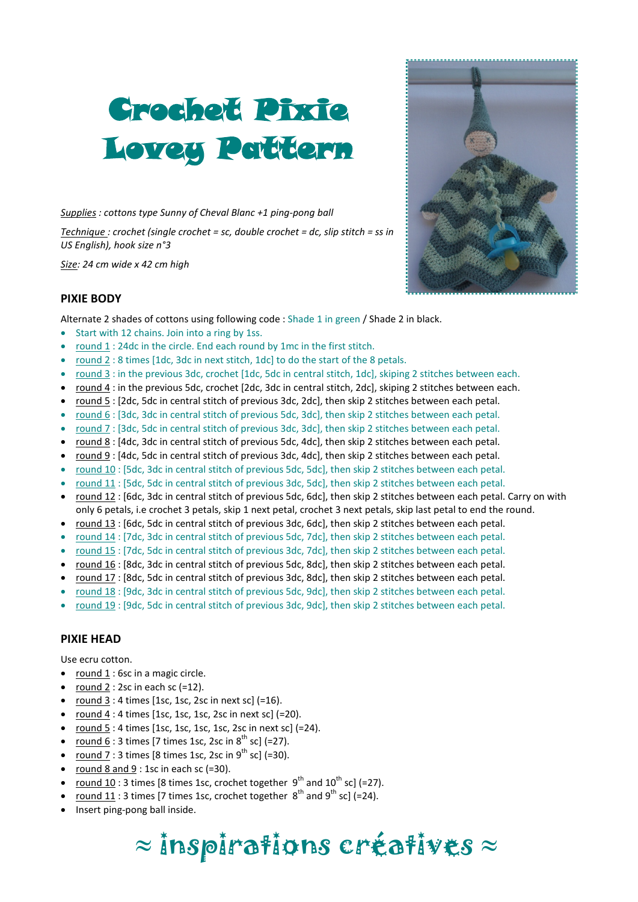# Crochet Pixie Lovey Pattern

*Supplies : cottons type Sunny of Cheval Blanc +1 ping-pong ball*

*Technique : crochet (single crochet = sc, double crochet = dc, slip stitch = ss in US English), hook size n°3*

*Size: 24 cm wide x 42 cm high*

## PIXIE BODY

Alternate 2 shades of cottons using following code : Shade 1 in green / Shade 2 in black.

- Start with 12 chains. Join into a ring by 1ss.
- round 1 : 24dc in the circle. End each round by 1mc in the first stitch.
- round 2 : 8 times [1dc, 3dc in next stitch, 1dc] to do the start of the 8 petals.
- round 3 : in the previous 3dc, crochet [1dc, 5dc in central stitch, 1dc], skiping 2 stitches between each.
- round 4 : in the previous 5dc, crochet [2dc, 3dc in central stitch, 2dc], skiping 2 stitches between each.
- round 5 : [2dc, 5dc in central stitch of previous 3dc, 2dc], then skip 2 stitches between each petal.
- round 6 : [3dc, 3dc in central stitch of previous 5dc, 3dc], then skip 2 stitches between each petal.
- round 7 : [3dc, 5dc in central stitch of previous 3dc, 3dc], then skip 2 stitches between each petal.
- round 8 : [4dc, 3dc in central stitch of previous 5dc, 4dc], then skip 2 stitches between each petal.
- round 9 : [4dc, 5dc in central stitch of previous 3dc, 4dc], then skip 2 stitches between each petal.
- round 10 : [5dc, 3dc in central stitch of previous 5dc, 5dc], then skip 2 stitches between each petal.
- round 11 : [5dc, 5dc in central stitch of previous 3dc, 5dc], then skip 2 stitches between each petal.
- round 12 : [6dc, 3dc in central stitch of previous 5dc, 6dc], then skip 2 stitches between each petal. Carry on with only 6 petals, i.e crochet 3 petals, skip 1 next petal, crochet 3 next petals, skip last petal to end the round.
- round 13 : [6dc, 5dc in central stitch of previous 3dc, 6dc], then skip 2 stitches between each petal.
- round 14 : [7dc, 3dc in central stitch of previous 5dc, 7dc], then skip 2 stitches between each petal.
- round 15 : [7dc, 5dc in central stitch of previous 3dc, 7dc], then skip 2 stitches between each petal.
- round 16 : [8dc, 3dc in central stitch of previous 5dc, 8dc], then skip 2 stitches between each petal.
- round 17 : [8dc, 5dc in central stitch of previous 3dc, 8dc], then skip 2 stitches between each petal.
- round 18 : [9dc, 3dc in central stitch of previous 5dc, 9dc], then skip 2 stitches between each petal.
- round 19 : [9dc, 5dc in central stitch of previous 3dc, 9dc], then skip 2 stitches between each petal.

## PIXIE HEAD

Use ecru cotton.

- round 1 : 6sc in a magic circle.
- round 2 : 2sc in each sc (=12).
- round 3 : 4 times [1sc, 1sc, 2sc in next sc] (=16).
- round 4 : 4 times [1sc, 1sc, 1sc, 2sc in next sc] (=20).
- round 5 : 4 times [1sc, 1sc, 1sc, 1sc, 2sc in next sc] (=24).
- round 6 : 3 times [7 times 1sc, 2sc in 8th sc] (=27).
- round 7 : 3 times [8 times 1sc, 2sc in 9th sc] (=30).
- round 8 and 9 : 1sc in each sc (=30).
- round 10 : 3 times [8 times 1sc, crochet together 9th and 10th sc] (=27).
- round 11 : 3 times [7 times 1sc, crochet together 8th and 9th sc] (=24).
- Insert ping-pong ball inside.

≈ inspirations créatives ≈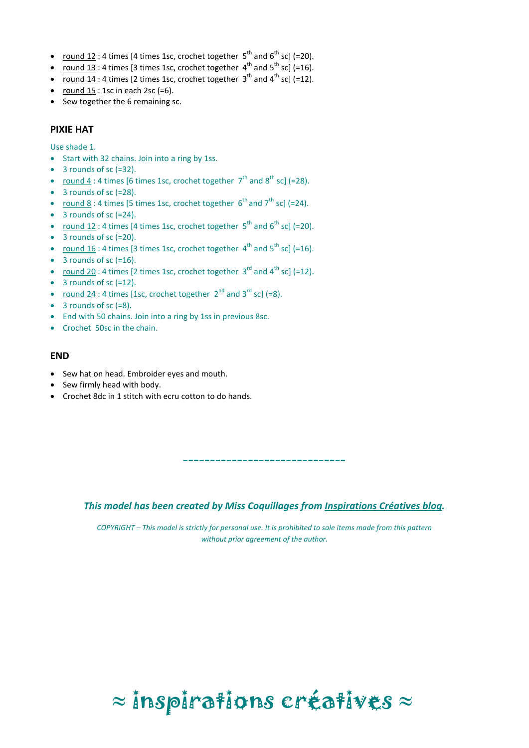- round 12 : 4 times [4 times 1sc, crochet together 5th and 6th sc] (=20).
- round 13 : 4 times [3 times 1sc, crochet together 4th and 5th sc] (=16).
- round 14 : 4 times [2 times 1sc, crochet together 3th and 4th sc] (=12).
- round 15 : 1sc in each 2sc (=6).
- Sew together the 6 remaining sc.

## PIXIE HAT

Use shade 1.

- Start with 32 chains. Join into a ring by 1ss.
- 3 rounds of sc (=32).
- round 4 : 4 times [6 times 1sc, crochet together 7th and 8th sc] (=28).
- 3 rounds of sc (=28).
- round 8 : 4 times [5 times 1sc, crochet together 6th and 7th sc] (=24).
- 3 rounds of sc (=24).
- round 12 : 4 times [4 times 1sc, crochet together 5th and 6th sc] (=20).
- 3 rounds of sc (=20).
- round 16 : 4 times [3 times 1sc, crochet together 4th and 5th sc] (=16).
- 3 rounds of sc (=16).
- round 20 : 4 times [2 times 1sc, crochet together 3rd and 4th sc] (=12).
- 3 rounds of sc (=12).
- round 24 : 4 times [1sc, crochet together 2nd and 3rd sc] (=8).
- 3 rounds of sc (=8).
- End with 50 chains. Join into a ring by 1ss in previous 8sc.
- Crochet 50sc in the chain.

## END

- Sew hat on head. Embroider eyes and mouth.
- Sew firmly head with body.
- Crochet 8dc in 1 stitch with ecru cotton to do hands.

-----------------------------

***This model has been created by Miss Coquillages from Inspirations Créatives blog.***

*COPYRIGHT – This model is strictly for personal use. It is prohibited to sale items made from this pattern without prior agreement of the author.*

≈ inspirations créatives ≈